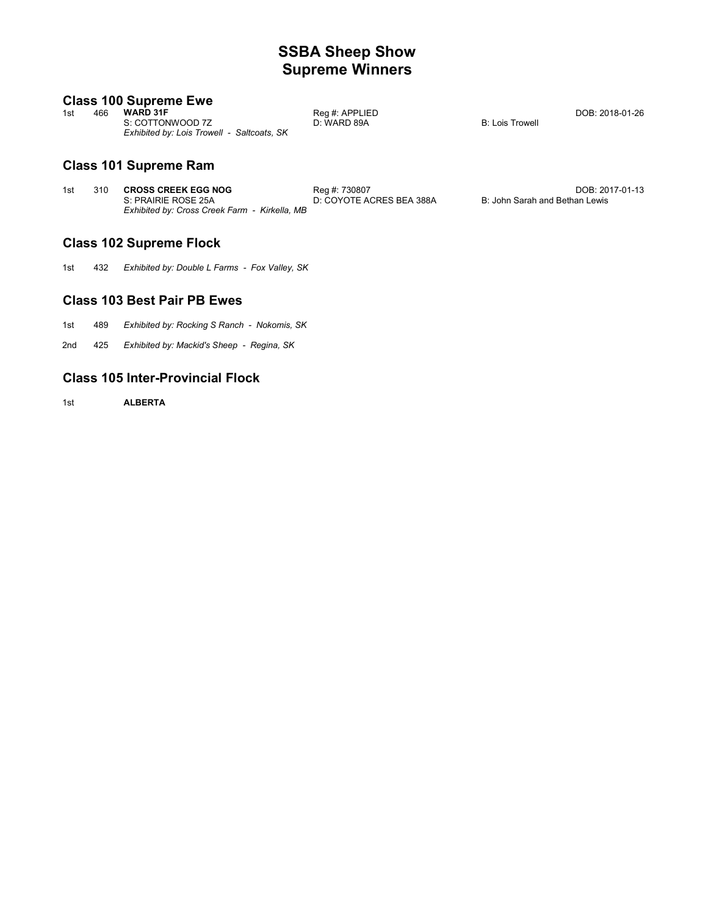# SSBA Sheep Show
# Supreme Winners

## Class 100 Supreme Ewe

1st 466 **WARD 31F** Reg #: APPLIED DOB: 2018-01-26
S: COTTONWOOD 7Z D: WARD 89A B: Lois Trowell
*Exhibited by: Lois Trowell - Saltcoats, SK*

## Class 101 Supreme Ram

1st 310 **CROSS CREEK EGG NOG** Reg #: 730807 DOB: 2017-01-13
S: PRAIRIE ROSE 25A D: COYOTE ACRES BEA 388A B: John Sarah and Bethan Lewis
*Exhibited by: Cross Creek Farm - Kirkella, MB*

## Class 102 Supreme Flock

1st 432 *Exhibited by: Double L Farms - Fox Valley, SK*

## Class 103 Best Pair PB Ewes

1st 489 *Exhibited by: Rocking S Ranch - Nokomis, SK*

2nd 425 *Exhibited by: Mackid's Sheep - Regina, SK*

## Class 105 Inter-Provincial Flock

1st **ALBERTA**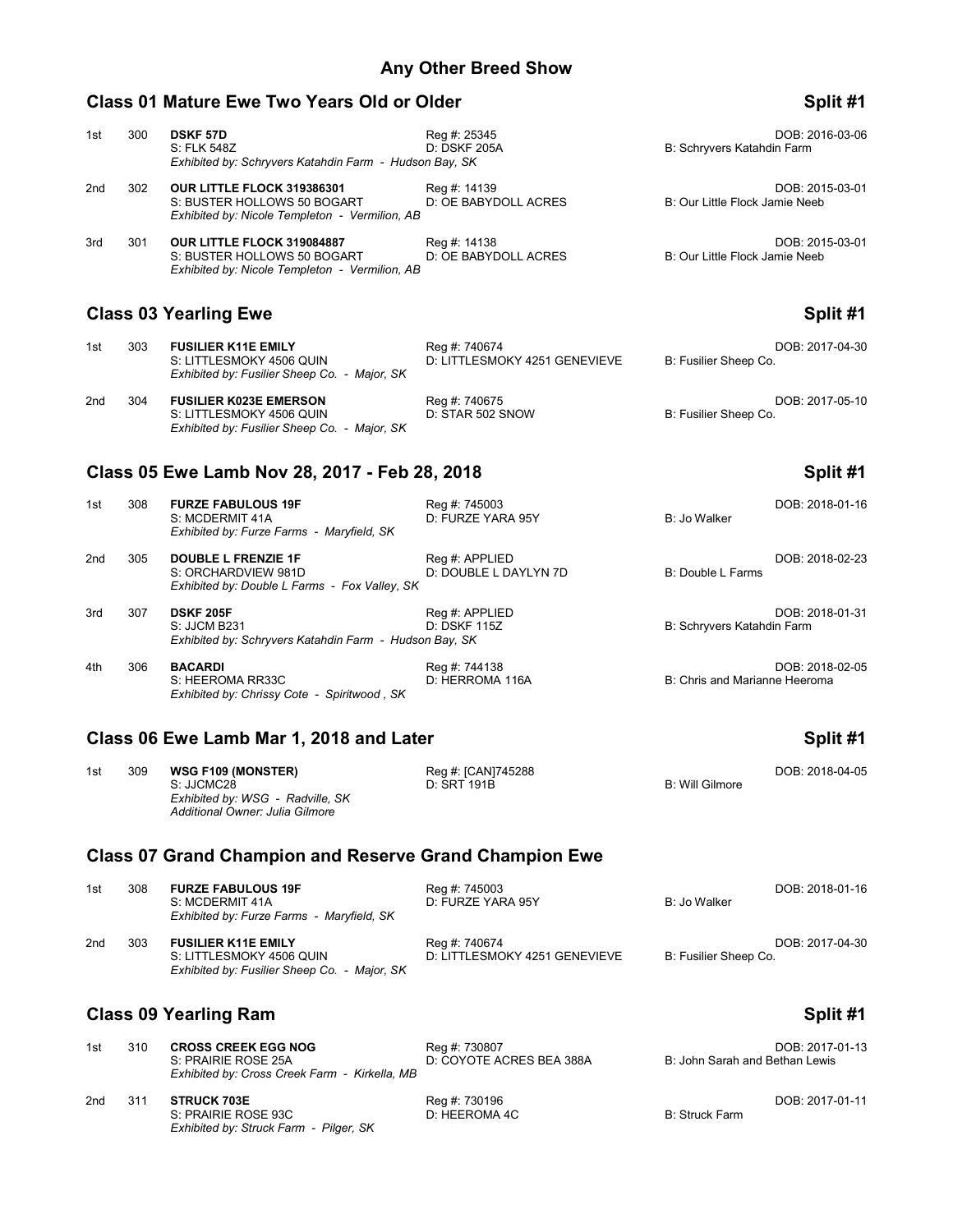# Any Other Breed Show

## Class 01 Mature Ewe Two Years Old or Older — Split #1

1st 300 **DSKF 57D** Reg #: 25345 DOB: 2016-03-06
S: FLK 548Z D: DSKF 205A B: Schryvers Katahdin Farm
*Exhibited by: Schryvers Katahdin Farm - Hudson Bay, SK*

2nd 302 **OUR LITTLE FLOCK 319386301** Reg #: 14139 DOB: 2015-03-01
S: BUSTER HOLLOWS 50 BOGART D: OE BABYDOLL ACRES B: Our Little Flock Jamie Neeb
*Exhibited by: Nicole Templeton - Vermilion, AB*

3rd 301 **OUR LITTLE FLOCK 319084887** Reg #: 14138 DOB: 2015-03-01
S: BUSTER HOLLOWS 50 BOGART D: OE BABYDOLL ACRES B: Our Little Flock Jamie Neeb
*Exhibited by: Nicole Templeton - Vermilion, AB*

## Class 03 Yearling Ewe — Split #1

1st 303 **FUSILIER K11E EMILY** Reg #: 740674 DOB: 2017-04-30
S: LITTLESMOKY 4506 QUIN D: LITTLESMOKY 4251 GENEVIEVE B: Fusilier Sheep Co.
*Exhibited by: Fusilier Sheep Co. - Major, SK*

2nd 304 **FUSILIER K023E EMERSON** Reg #: 740675 DOB: 2017-05-10
S: LITTLESMOKY 4506 QUIN D: STAR 502 SNOW B: Fusilier Sheep Co.
*Exhibited by: Fusilier Sheep Co. - Major, SK*

## Class 05 Ewe Lamb Nov 28, 2017 - Feb 28, 2018 — Split #1

1st 308 **FURZE FABULOUS 19F** Reg #: 745003 DOB: 2018-01-16
S: MCDERMIT 41A D: FURZE YARA 95Y B: Jo Walker
*Exhibited by: Furze Farms - Maryfield, SK*

2nd 305 **DOUBLE L FRENZIE 1F** Reg #: APPLIED DOB: 2018-02-23
S: ORCHARDVIEW 981D D: DOUBLE L DAYLYN 7D B: Double L Farms
*Exhibited by: Double L Farms - Fox Valley, SK*

3rd 307 **DSKF 205F** Reg #: APPLIED DOB: 2018-01-31
S: JJCM B231 D: DSKF 115Z B: Schryvers Katahdin Farm
*Exhibited by: Schryvers Katahdin Farm - Hudson Bay, SK*

4th 306 **BACARDI** Reg #: 744138 DOB: 2018-02-05
S: HEEROMA RR33C D: HERROMA 116A B: Chris and Marianne Heeroma
*Exhibited by: Chrissy Cote - Spiritwood , SK*

## Class 06 Ewe Lamb Mar 1, 2018 and Later — Split #1

1st 309 **WSG F109 (MONSTER)** Reg #: [CAN]745288 DOB: 2018-04-05
S: JJCMC28 D: SRT 191B B: Will Gilmore
*Exhibited by: WSG - Radville, SK*
*Additional Owner: Julia Gilmore*

## Class 07 Grand Champion and Reserve Grand Champion Ewe

1st 308 **FURZE FABULOUS 19F** Reg #: 745003 DOB: 2018-01-16
S: MCDERMIT 41A D: FURZE YARA 95Y B: Jo Walker
*Exhibited by: Furze Farms - Maryfield, SK*

2nd 303 **FUSILIER K11E EMILY** Reg #: 740674 DOB: 2017-04-30
S: LITTLESMOKY 4506 QUIN D: LITTLESMOKY 4251 GENEVIEVE B: Fusilier Sheep Co.
*Exhibited by: Fusilier Sheep Co. - Major, SK*

## Class 09 Yearling Ram — Split #1

1st 310 **CROSS CREEK EGG NOG** Reg #: 730807 DOB: 2017-01-13
S: PRAIRIE ROSE 25A D: COYOTE ACRES BEA 388A B: John Sarah and Bethan Lewis
*Exhibited by: Cross Creek Farm - Kirkella, MB*

2nd 311 **STRUCK 703E** Reg #: 730196 DOB: 2017-01-11
S: PRAIRIE ROSE 93C D: HEEROMA 4C B: Struck Farm
*Exhibited by: Struck Farm - Pilger, SK*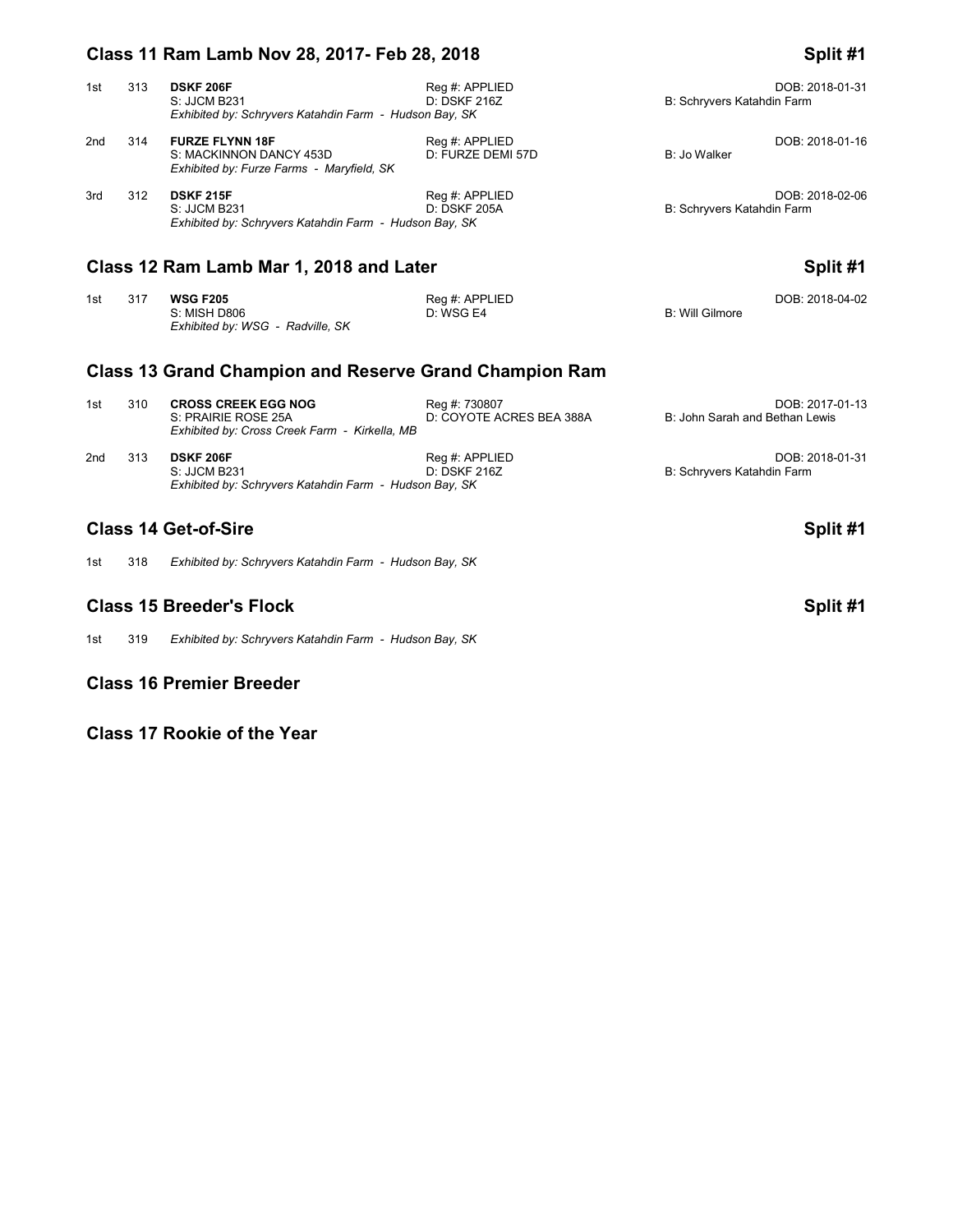## Class 11 Ram Lamb Nov 28, 2017- Feb 28, 2018 — Split #1

| Place | No. | Name | Reg #/Dam | Breeder/DOB |
|---|---|---|---|---|
| 1st | 313 | **DSKF 206F**<br>S: JJCM B231<br>*Exhibited by: Schryvers Katahdin Farm - Hudson Bay, SK* | Reg #: APPLIED<br>D: DSKF 216Z | DOB: 2018-01-31<br>B: Schryvers Katahdin Farm |
| 2nd | 314 | **FURZE FLYNN 18F**<br>S: MACKINNON DANCY 453D<br>*Exhibited by: Furze Farms - Maryfield, SK* | Reg #: APPLIED<br>D: FURZE DEMI 57D | DOB: 2018-01-16<br>B: Jo Walker |
| 3rd | 312 | **DSKF 215F**<br>S: JJCM B231<br>*Exhibited by: Schryvers Katahdin Farm - Hudson Bay, SK* | Reg #: APPLIED<br>D: DSKF 205A | DOB: 2018-02-06<br>B: Schryvers Katahdin Farm |

## Class 12 Ram Lamb Mar 1, 2018 and Later — Split #1

| Place | No. | Name | Reg #/Dam | Breeder/DOB |
|---|---|---|---|---|
| 1st | 317 | **WSG F205**<br>S: MISH D806<br>*Exhibited by: WSG - Radville, SK* | Reg #: APPLIED<br>D: WSG E4 | DOB: 2018-04-02<br>B: Will Gilmore |

## Class 13 Grand Champion and Reserve Grand Champion Ram

| Place | No. | Name | Reg #/Dam | Breeder/DOB |
|---|---|---|---|---|
| 1st | 310 | **CROSS CREEK EGG NOG**<br>S: PRAIRIE ROSE 25A<br>*Exhibited by: Cross Creek Farm - Kirkella, MB* | Reg #: 730807<br>D: COYOTE ACRES BEA 388A | DOB: 2017-01-13<br>B: John Sarah and Bethan Lewis |
| 2nd | 313 | **DSKF 206F**<br>S: JJCM B231<br>*Exhibited by: Schryvers Katahdin Farm - Hudson Bay, SK* | Reg #: APPLIED<br>D: DSKF 216Z | DOB: 2018-01-31<br>B: Schryvers Katahdin Farm |

## Class 14 Get-of-Sire — Split #1

1st 318 *Exhibited by: Schryvers Katahdin Farm - Hudson Bay, SK*

## Class 15 Breeder's Flock — Split #1

1st 319 *Exhibited by: Schryvers Katahdin Farm - Hudson Bay, SK*

## Class 16 Premier Breeder

## Class 17 Rookie of the Year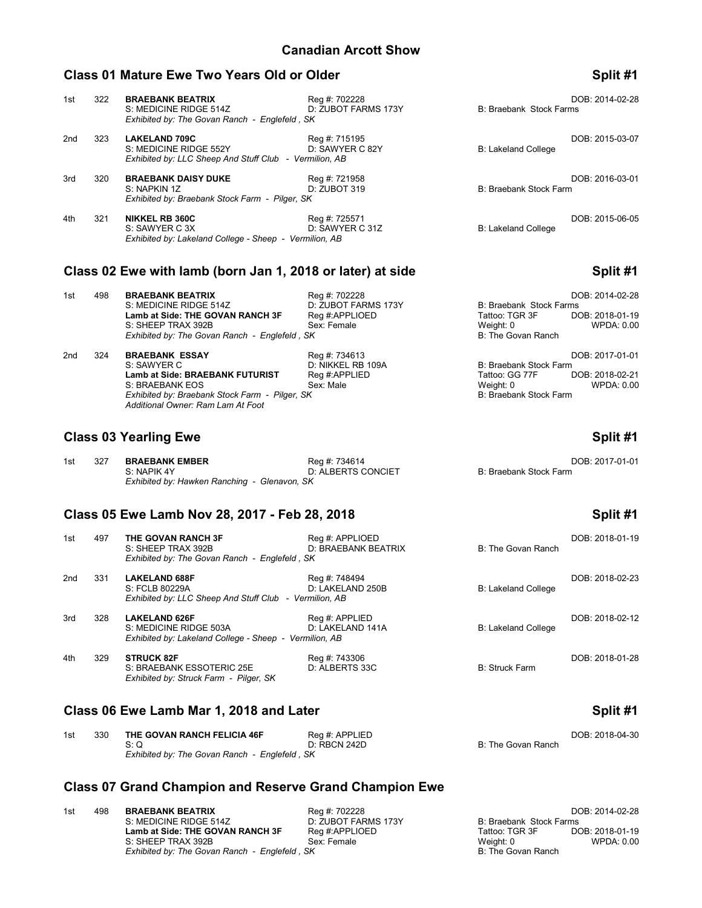# Canadian Arcott Show

## Class 01 Mature Ewe Two Years Old or Older — Split #1

1st 322 **BRAEBANK BEATRIX** Reg #: 702228 DOB: 2014-02-28
S: MEDICINE RIDGE 514Z D: ZUBOT FARMS 173Y B: Braebank Stock Farms
*Exhibited by: The Govan Ranch - Englefeld , SK*

2nd 323 **LAKELAND 709C** Reg #: 715195 DOB: 2015-03-07
S: MEDICINE RIDGE 552Y D: SAWYER C 82Y B: Lakeland College
*Exhibited by: LLC Sheep And Stuff Club - Vermilion, AB*

3rd 320 **BRAEBANK DAISY DUKE** Reg #: 721958 DOB: 2016-03-01
S: NAPKIN 1Z D: ZUBOT 319 B: Braebank Stock Farm
*Exhibited by: Braebank Stock Farm - Pilger, SK*

4th 321 **NIKKEL RB 360C** Reg #: 725571 DOB: 2015-06-05
S: SAWYER C 3X D: SAWYER C 31Z B: Lakeland College
*Exhibited by: Lakeland College - Sheep - Vermilion, AB*

## Class 02 Ewe with lamb (born Jan 1, 2018 or later) at side — Split #1

1st 498 **BRAEBANK BEATRIX** Reg #: 702228 DOB: 2014-02-28
S: MEDICINE RIDGE 514Z D: ZUBOT FARMS 173Y B: Braebank Stock Farms
**Lamb at Side: THE GOVAN RANCH 3F** Reg #:APPLIOED Tattoo: TGR 3F DOB: 2018-01-19
S: SHEEP TRAX 392B Sex: Female Weight: 0 WPDA: 0.00
*Exhibited by: The Govan Ranch - Englefeld , SK* B: The Govan Ranch

2nd 324 **BRAEBANK ESSAY** Reg #: 734613 DOB: 2017-01-01
S: SAWYER C D: NIKKEL RB 109A B: Braebank Stock Farm
**Lamb at Side: BRAEBANK FUTURIST** Reg #:APPLIED Tattoo: GG 77F DOB: 2018-02-21
S: BRAEBANK EOS Sex: Male Weight: 0 WPDA: 0.00
*Exhibited by: Braebank Stock Farm - Pilger, SK* B: Braebank Stock Farm
*Additional Owner: Ram Lam At Foot*

## Class 03 Yearling Ewe — Split #1

1st 327 **BRAEBANK EMBER** Reg #: 734614 DOB: 2017-01-01
S: NAPIK 4Y D: ALBERTS CONCIET B: Braebank Stock Farm
*Exhibited by: Hawken Ranching - Glenavon, SK*

## Class 05 Ewe Lamb Nov 28, 2017 - Feb 28, 2018 — Split #1

1st 497 **THE GOVAN RANCH 3F** Reg #: APPLIOED DOB: 2018-01-19
S: SHEEP TRAX 392B D: BRAEBANK BEATRIX B: The Govan Ranch
*Exhibited by: The Govan Ranch - Englefeld , SK*

2nd 331 **LAKELAND 688F** Reg #: 748494 DOB: 2018-02-23
S: FCLB 80229A D: LAKELAND 250B B: Lakeland College
*Exhibited by: LLC Sheep And Stuff Club - Vermilion, AB*

3rd 328 **LAKELAND 626F** Reg #: APPLIED DOB: 2018-02-12
S: MEDICINE RIDGE 503A D: LAKELAND 141A B: Lakeland College
*Exhibited by: Lakeland College - Sheep - Vermilion, AB*

4th 329 **STRUCK 82F** Reg #: 743306 DOB: 2018-01-28
S: BRAEBANK ESSOTERIC 25E D: ALBERTS 33C B: Struck Farm
*Exhibited by: Struck Farm - Pilger, SK*

## Class 06 Ewe Lamb Mar 1, 2018 and Later — Split #1

1st 330 **THE GOVAN RANCH FELICIA 46F** Reg #: APPLIED DOB: 2018-04-30
S: Q D: RBCN 242D B: The Govan Ranch
*Exhibited by: The Govan Ranch - Englefeld , SK*

## Class 07 Grand Champion and Reserve Grand Champion Ewe

1st 498 **BRAEBANK BEATRIX** Reg #: 702228 DOB: 2014-02-28
S: MEDICINE RIDGE 514Z D: ZUBOT FARMS 173Y B: Braebank Stock Farms
**Lamb at Side: THE GOVAN RANCH 3F** Reg #:APPLIOED Tattoo: TGR 3F DOB: 2018-01-19
S: SHEEP TRAX 392B Sex: Female Weight: 0 WPDA: 0.00
*Exhibited by: The Govan Ranch - Englefeld , SK* B: The Govan Ranch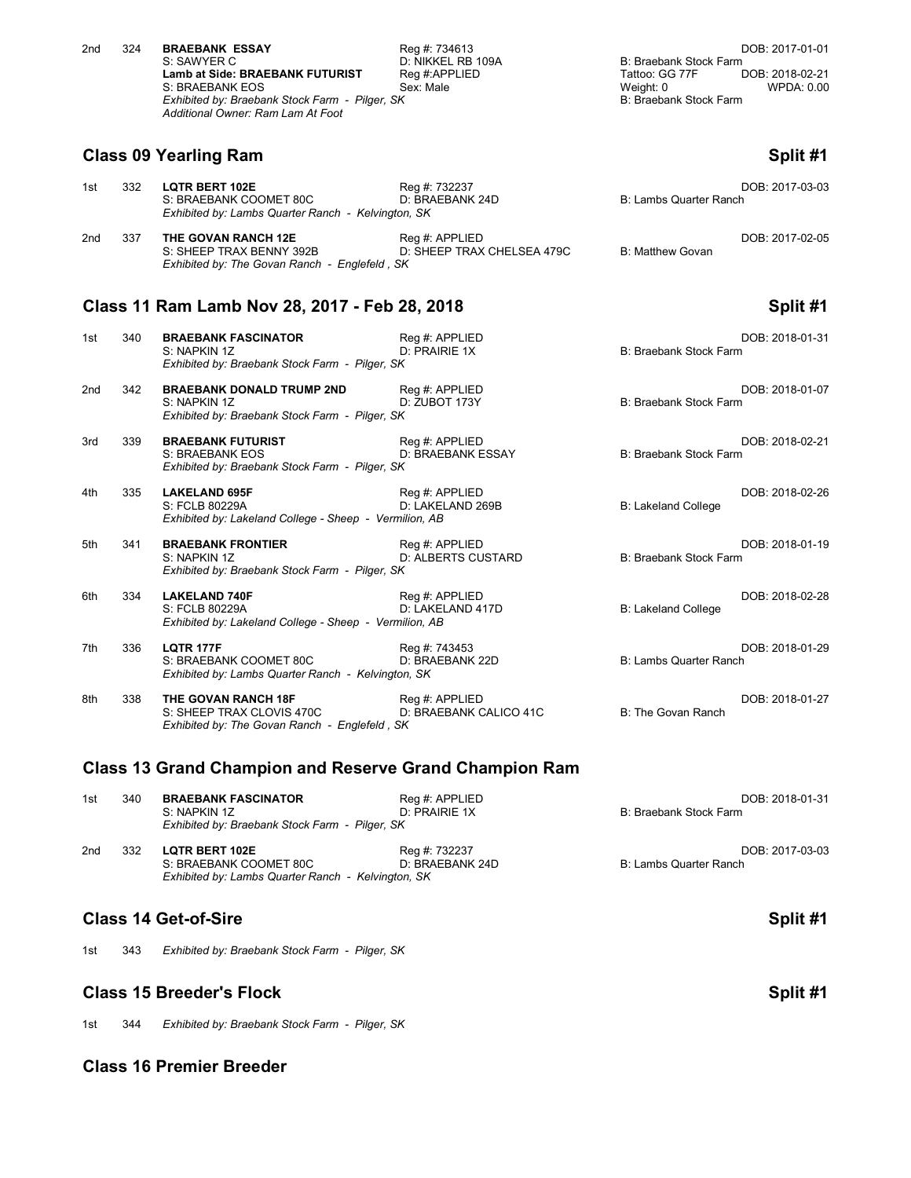| Place | No. | Name | Reg # | Breeder | DOB |
|---|---|---|---|---|---|
| 2nd | 324 | **BRAEBANK ESSAY** | Reg #: 734613 | | DOB: 2017-01-01 |
| | | S: SAWYER C | D: NIKKEL RB 109A | B: Braebank Stock Farm | |
| | | **Lamb at Side: BRAEBANK FUTURIST** | Reg #:APPLIED | Tattoo: GG 77F | DOB: 2018-02-21 |
| | | S: BRAEBANK EOS | Sex: Male | Weight: 0 | WPDA: 0.00 |
| | | *Exhibited by: Braebank Stock Farm - Pilger, SK* | | B: Braebank Stock Farm | |
| | | *Additional Owner: Ram Lam At Foot* | | | |

## Class 09 Yearling Ram — Split #1

| Place | No. | Name | Reg # | Breeder | DOB |
|---|---|---|---|---|---|
| 1st | 332 | **LQTR BERT 102E** | Reg #: 732237 | | DOB: 2017-03-03 |
| | | S: BRAEBANK COOMET 80C | D: BRAEBANK 24D | B: Lambs Quarter Ranch | |
| | | *Exhibited by: Lambs Quarter Ranch - Kelvington, SK* | | | |
| 2nd | 337 | **THE GOVAN RANCH 12E** | Reg #: APPLIED | | DOB: 2017-02-05 |
| | | S: SHEEP TRAX BENNY 392B | D: SHEEP TRAX CHELSEA 479C | B: Matthew Govan | |
| | | *Exhibited by: The Govan Ranch - Englefeld , SK* | | | |

## Class 11 Ram Lamb Nov 28, 2017 - Feb 28, 2018 — Split #1

| Place | No. | Name | Reg # | Breeder | DOB |
|---|---|---|---|---|---|
| 1st | 340 | **BRAEBANK FASCINATOR** | Reg #: APPLIED | | DOB: 2018-01-31 |
| | | S: NAPKIN 1Z | D: PRAIRIE 1X | B: Braebank Stock Farm | |
| | | *Exhibited by: Braebank Stock Farm - Pilger, SK* | | | |
| 2nd | 342 | **BRAEBANK DONALD TRUMP 2ND** | Reg #: APPLIED | | DOB: 2018-01-07 |
| | | S: NAPKIN 1Z | D: ZUBOT 173Y | B: Braebank Stock Farm | |
| | | *Exhibited by: Braebank Stock Farm - Pilger, SK* | | | |
| 3rd | 339 | **BRAEBANK FUTURIST** | Reg #: APPLIED | | DOB: 2018-02-21 |
| | | S: BRAEBANK EOS | D: BRAEBANK ESSAY | B: Braebank Stock Farm | |
| | | *Exhibited by: Braebank Stock Farm - Pilger, SK* | | | |
| 4th | 335 | **LAKELAND 695F** | Reg #: APPLIED | | DOB: 2018-02-26 |
| | | S: FCLB 80229A | D: LAKELAND 269B | B: Lakeland College | |
| | | *Exhibited by: Lakeland College - Sheep - Vermilion, AB* | | | |
| 5th | 341 | **BRAEBANK FRONTIER** | Reg #: APPLIED | | DOB: 2018-01-19 |
| | | S: NAPKIN 1Z | D: ALBERTS CUSTARD | B: Braebank Stock Farm | |
| | | *Exhibited by: Braebank Stock Farm - Pilger, SK* | | | |
| 6th | 334 | **LAKELAND 740F** | Reg #: APPLIED | | DOB: 2018-02-28 |
| | | S: FCLB 80229A | D: LAKELAND 417D | B: Lakeland College | |
| | | *Exhibited by: Lakeland College - Sheep - Vermilion, AB* | | | |
| 7th | 336 | **LQTR 177F** | Reg #: 743453 | | DOB: 2018-01-29 |
| | | S: BRAEBANK COOMET 80C | D: BRAEBANK 22D | B: Lambs Quarter Ranch | |
| | | *Exhibited by: Lambs Quarter Ranch - Kelvington, SK* | | | |
| 8th | 338 | **THE GOVAN RANCH 18F** | Reg #: APPLIED | | DOB: 2018-01-27 |
| | | S: SHEEP TRAX CLOVIS 470C | D: BRAEBANK CALICO 41C | B: The Govan Ranch | |
| | | *Exhibited by: The Govan Ranch - Englefeld , SK* | | | |

## Class 13 Grand Champion and Reserve Grand Champion Ram

| Place | No. | Name | Reg # | Breeder | DOB |
|---|---|---|---|---|---|
| 1st | 340 | **BRAEBANK FASCINATOR** | Reg #: APPLIED | | DOB: 2018-01-31 |
| | | S: NAPKIN 1Z | D: PRAIRIE 1X | B: Braebank Stock Farm | |
| | | *Exhibited by: Braebank Stock Farm - Pilger, SK* | | | |
| 2nd | 332 | **LQTR BERT 102E** | Reg #: 732237 | | DOB: 2017-03-03 |
| | | S: BRAEBANK COOMET 80C | D: BRAEBANK 24D | B: Lambs Quarter Ranch | |
| | | *Exhibited by: Lambs Quarter Ranch - Kelvington, SK* | | | |

## Class 14 Get-of-Sire — Split #1

1st 343 *Exhibited by: Braebank Stock Farm - Pilger, SK*

## Class 15 Breeder's Flock — Split #1

1st 344 *Exhibited by: Braebank Stock Farm - Pilger, SK*

## Class 16 Premier Breeder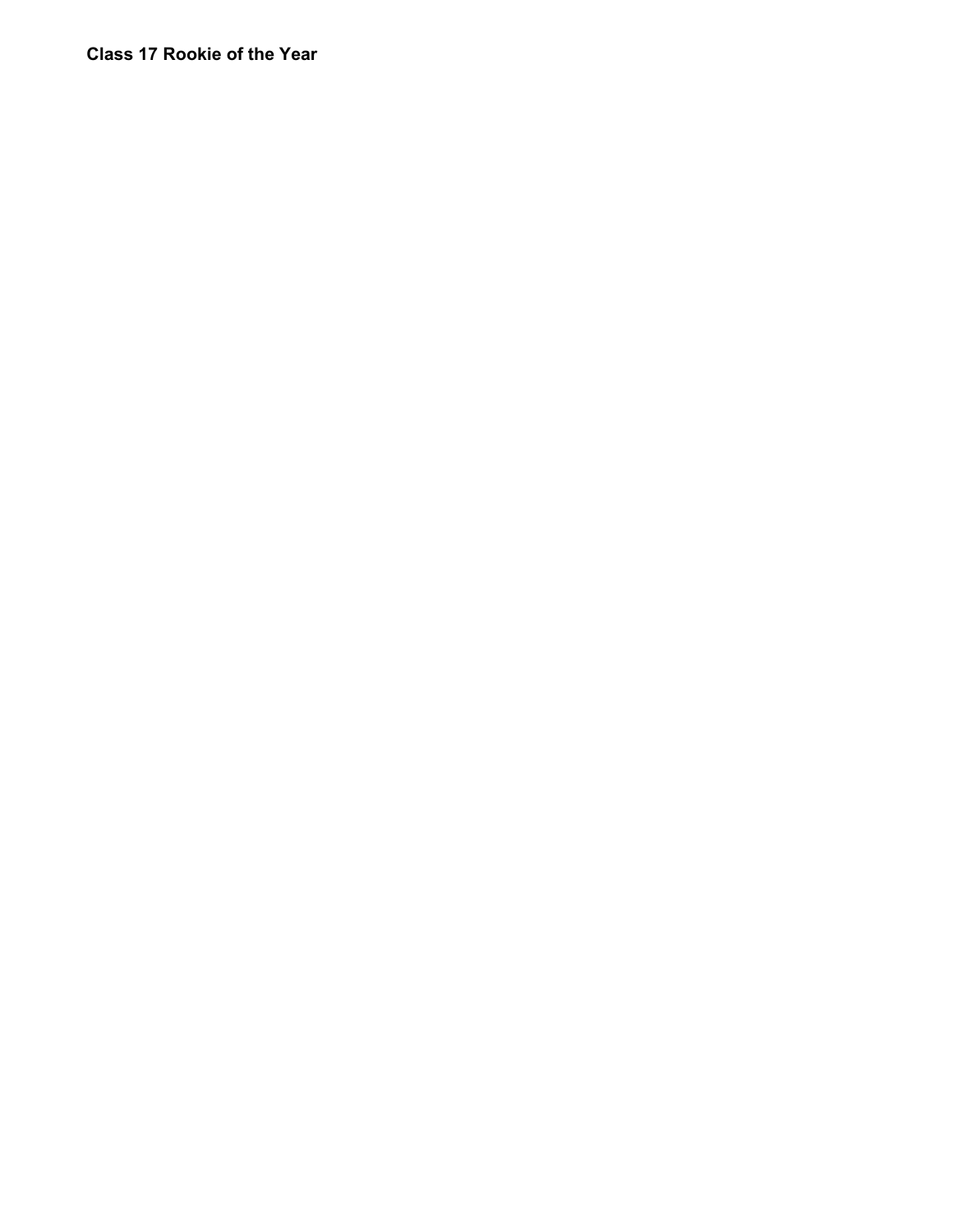**Class 17 Rookie of the Year**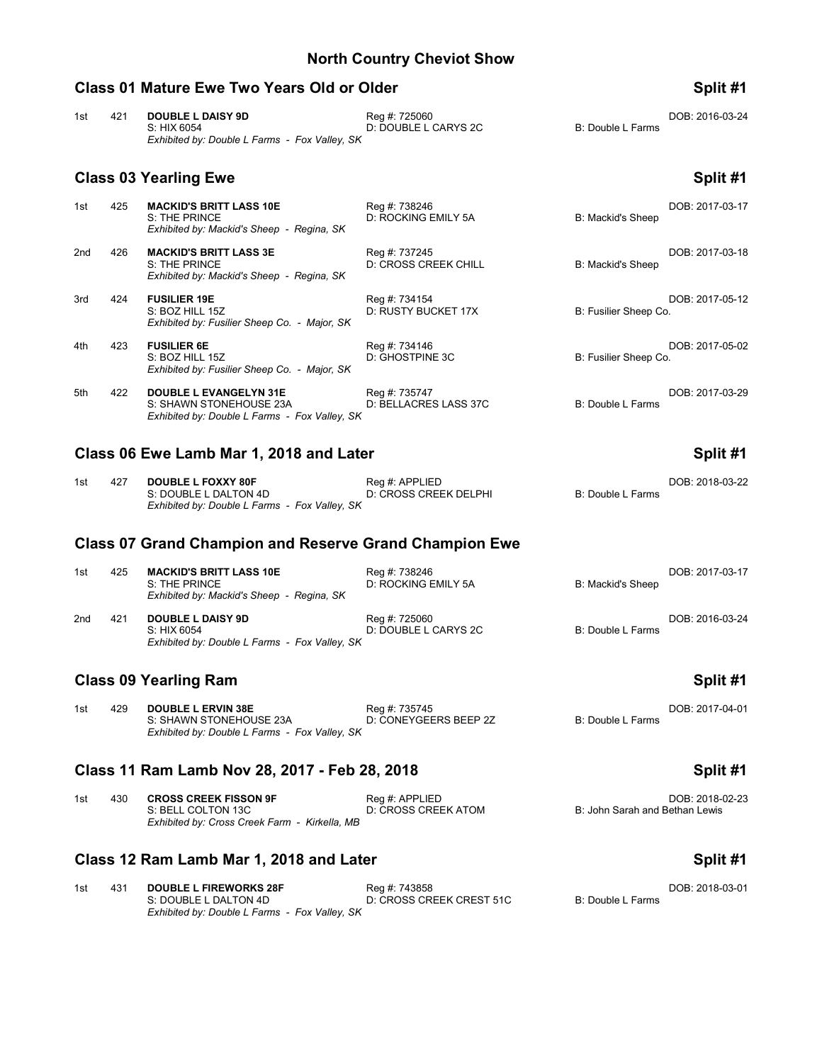# North Country Cheviot Show

## Class 01 Mature Ewe Two Years Old or Older — Split #1

1st 421 **DOUBLE L DAISY 9D** Reg #: 725060 DOB: 2016-03-24
S: HIX 6054 D: DOUBLE L CARYS 2C B: Double L Farms
*Exhibited by: Double L Farms - Fox Valley, SK*

## Class 03 Yearling Ewe — Split #1

1st 425 **MACKID'S BRITT LASS 10E** Reg #: 738246 DOB: 2017-03-17
S: THE PRINCE D: ROCKING EMILY 5A B: Mackid's Sheep
*Exhibited by: Mackid's Sheep - Regina, SK*

2nd 426 **MACKID'S BRITT LASS 3E** Reg #: 737245 DOB: 2017-03-18
S: THE PRINCE D: CROSS CREEK CHILL B: Mackid's Sheep
*Exhibited by: Mackid's Sheep - Regina, SK*

3rd 424 **FUSILIER 19E** Reg #: 734154 DOB: 2017-05-12
S: BOZ HILL 15Z D: RUSTY BUCKET 17X B: Fusilier Sheep Co.
*Exhibited by: Fusilier Sheep Co. - Major, SK*

4th 423 **FUSILIER 6E** Reg #: 734146 DOB: 2017-05-02
S: BOZ HILL 15Z D: GHOSTPINE 3C B: Fusilier Sheep Co.
*Exhibited by: Fusilier Sheep Co. - Major, SK*

5th 422 **DOUBLE L EVANGELYN 31E** Reg #: 735747 DOB: 2017-03-29
S: SHAWN STONEHOUSE 23A D: BELLACRES LASS 37C B: Double L Farms
*Exhibited by: Double L Farms - Fox Valley, SK*

## Class 06 Ewe Lamb Mar 1, 2018 and Later — Split #1

1st 427 **DOUBLE L FOXXY 80F** Reg #: APPLIED DOB: 2018-03-22
S: DOUBLE L DALTON 4D D: CROSS CREEK DELPHI B: Double L Farms
*Exhibited by: Double L Farms - Fox Valley, SK*

## Class 07 Grand Champion and Reserve Grand Champion Ewe

1st 425 **MACKID'S BRITT LASS 10E** Reg #: 738246 DOB: 2017-03-17
S: THE PRINCE D: ROCKING EMILY 5A B: Mackid's Sheep
*Exhibited by: Mackid's Sheep - Regina, SK*

2nd 421 **DOUBLE L DAISY 9D** Reg #: 725060 DOB: 2016-03-24
S: HIX 6054 D: DOUBLE L CARYS 2C B: Double L Farms
*Exhibited by: Double L Farms - Fox Valley, SK*

## Class 09 Yearling Ram — Split #1

1st 429 **DOUBLE L ERVIN 38E** Reg #: 735745 DOB: 2017-04-01
S: SHAWN STONEHOUSE 23A D: CONEYGEERS BEEP 2Z B: Double L Farms
*Exhibited by: Double L Farms - Fox Valley, SK*

## Class 11 Ram Lamb Nov 28, 2017 - Feb 28, 2018 — Split #1

1st 430 **CROSS CREEK FISSON 9F** Reg #: APPLIED DOB: 2018-02-23
S: BELL COLTON 13C D: CROSS CREEK ATOM B: John Sarah and Bethan Lewis
*Exhibited by: Cross Creek Farm - Kirkella, MB*

## Class 12 Ram Lamb Mar 1, 2018 and Later — Split #1

1st 431 **DOUBLE L FIREWORKS 28F** Reg #: 743858 DOB: 2018-03-01
S: DOUBLE L DALTON 4D D: CROSS CREEK CREST 51C B: Double L Farms
*Exhibited by: Double L Farms - Fox Valley, SK*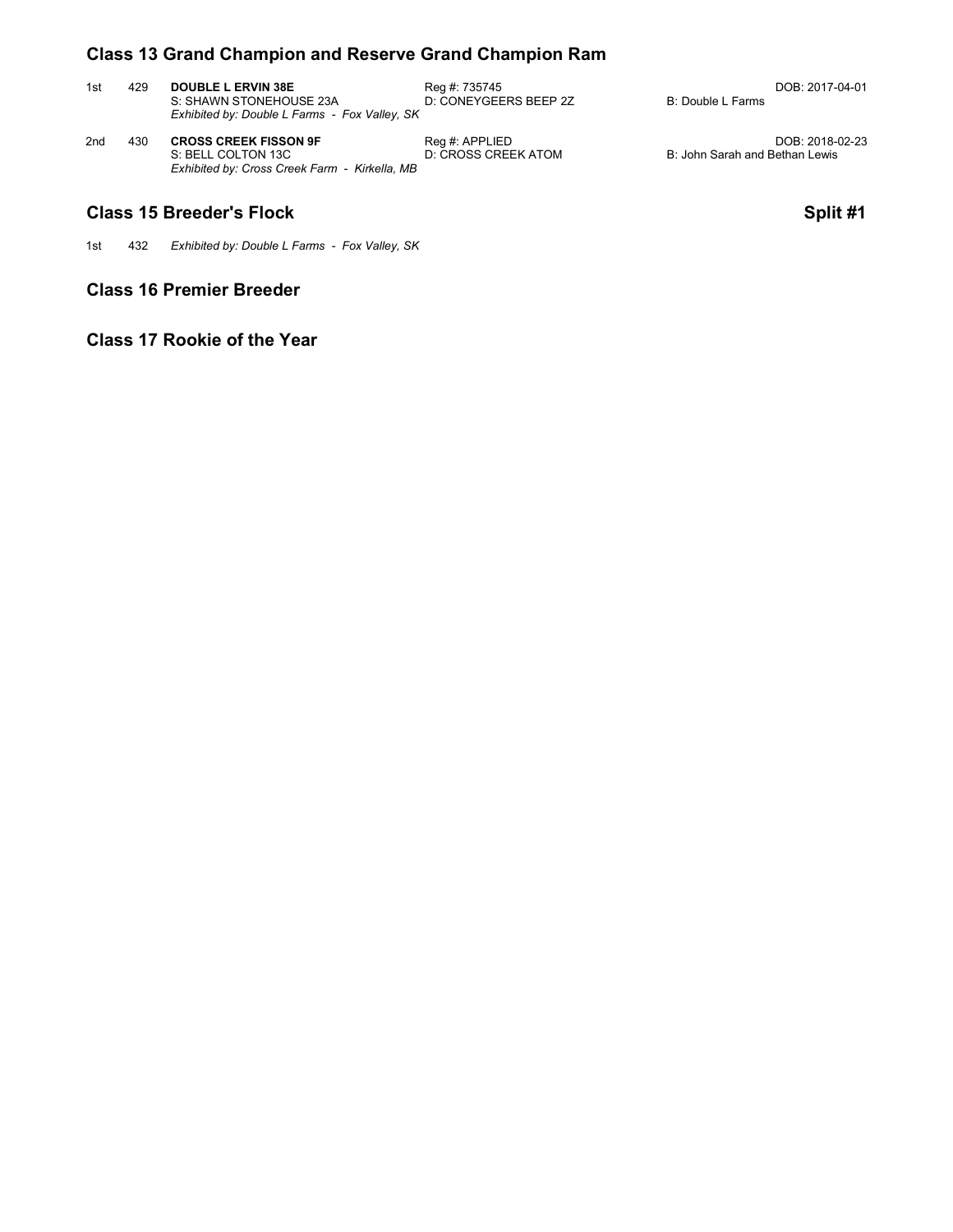## Class 13 Grand Champion and Reserve Grand Champion Ram

| Place | No. | Name | Reg / Dam | Breeder / DOB |
|---|---|---|---|---|
| 1st | 429 | **DOUBLE L ERVIN 38E**<br>S: SHAWN STONEHOUSE 23A<br>*Exhibited by: Double L Farms - Fox Valley, SK* | Reg #: 735745<br>D: CONEYGEERS BEEP 2Z | DOB: 2017-04-01<br>B: Double L Farms |
| 2nd | 430 | **CROSS CREEK FISSON 9F**<br>S: BELL COLTON 13C<br>*Exhibited by: Cross Creek Farm - Kirkella, MB* | Reg #: APPLIED<br>D: CROSS CREEK ATOM | DOB: 2018-02-23<br>B: John Sarah and Bethan Lewis |

## Class 15 Breeder's Flock

**Split #1**

1st 432 *Exhibited by: Double L Farms - Fox Valley, SK*

## Class 16 Premier Breeder

## Class 17 Rookie of the Year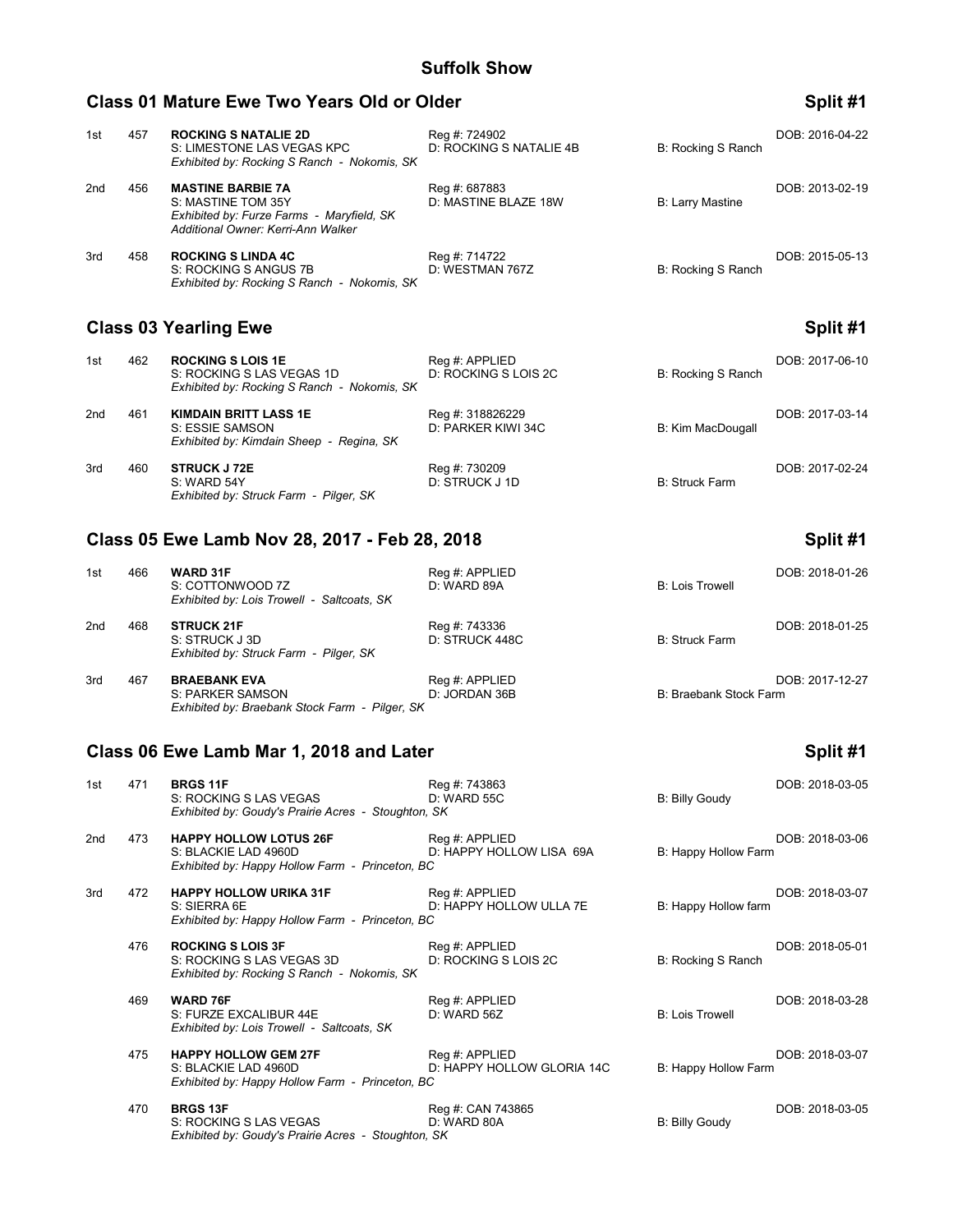# Suffolk Show

## Class 01 Mature Ewe Two Years Old or Older — Split #1

1st 457 **ROCKING S NATALIE 2D** — Reg #: 724902 — DOB: 2016-04-22
S: LIMESTONE LAS VEGAS KPC — D: ROCKING S NATALIE 4B — B: Rocking S Ranch
*Exhibited by: Rocking S Ranch - Nokomis, SK*

2nd 456 **MASTINE BARBIE 7A** — Reg #: 687883 — DOB: 2013-02-19
S: MASTINE TOM 35Y — D: MASTINE BLAZE 18W — B: Larry Mastine
*Exhibited by: Furze Farms - Maryfield, SK*
*Additional Owner: Kerri-Ann Walker*

3rd 458 **ROCKING S LINDA 4C** — Reg #: 714722 — DOB: 2015-05-13
S: ROCKING S ANGUS 7B — D: WESTMAN 767Z — B: Rocking S Ranch
*Exhibited by: Rocking S Ranch - Nokomis, SK*

## Class 03 Yearling Ewe — Split #1

1st 462 **ROCKING S LOIS 1E** — Reg #: APPLIED — DOB: 2017-06-10
S: ROCKING S LAS VEGAS 1D — D: ROCKING S LOIS 2C — B: Rocking S Ranch
*Exhibited by: Rocking S Ranch - Nokomis, SK*

2nd 461 **KIMDAIN BRITT LASS 1E** — Reg #: 318826229 — DOB: 2017-03-14
S: ESSIE SAMSON — D: PARKER KIWI 34C — B: Kim MacDougall
*Exhibited by: Kimdain Sheep - Regina, SK*

3rd 460 **STRUCK J 72E** — Reg #: 730209 — DOB: 2017-02-24
S: WARD 54Y — D: STRUCK J 1D — B: Struck Farm
*Exhibited by: Struck Farm - Pilger, SK*

## Class 05 Ewe Lamb Nov 28, 2017 - Feb 28, 2018 — Split #1

1st 466 **WARD 31F** — Reg #: APPLIED — DOB: 2018-01-26
S: COTTONWOOD 7Z — D: WARD 89A — B: Lois Trowell
*Exhibited by: Lois Trowell - Saltcoats, SK*

2nd 468 **STRUCK 21F** — Reg #: 743336 — DOB: 2018-01-25
S: STRUCK J 3D — D: STRUCK 448C — B: Struck Farm
*Exhibited by: Struck Farm - Pilger, SK*

3rd 467 **BRAEBANK EVA** — Reg #: APPLIED — DOB: 2017-12-27
S: PARKER SAMSON — D: JORDAN 36B — B: Braebank Stock Farm
*Exhibited by: Braebank Stock Farm - Pilger, SK*

## Class 06 Ewe Lamb Mar 1, 2018 and Later — Split #1

1st 471 **BRGS 11F** — Reg #: 743863 — DOB: 2018-03-05
S: ROCKING S LAS VEGAS — D: WARD 55C — B: Billy Goudy
*Exhibited by: Goudy's Prairie Acres - Stoughton, SK*

2nd 473 **HAPPY HOLLOW LOTUS 26F** — Reg #: APPLIED — DOB: 2018-03-06
S: BLACKIE LAD 4960D — D: HAPPY HOLLOW LISA 69A — B: Happy Hollow Farm
*Exhibited by: Happy Hollow Farm - Princeton, BC*

3rd 472 **HAPPY HOLLOW URIKA 31F** — Reg #: APPLIED — DOB: 2018-03-07
S: SIERRA 6E — D: HAPPY HOLLOW ULLA 7E — B: Happy Hollow farm
*Exhibited by: Happy Hollow Farm - Princeton, BC*

476 **ROCKING S LOIS 3F** — Reg #: APPLIED — DOB: 2018-05-01
S: ROCKING S LAS VEGAS 3D — D: ROCKING S LOIS 2C — B: Rocking S Ranch
*Exhibited by: Rocking S Ranch - Nokomis, SK*

469 **WARD 76F** — Reg #: APPLIED — DOB: 2018-03-28
S: FURZE EXCALIBUR 44E — D: WARD 56Z — B: Lois Trowell
*Exhibited by: Lois Trowell - Saltcoats, SK*

475 **HAPPY HOLLOW GEM 27F** — Reg #: APPLIED — DOB: 2018-03-07
S: BLACKIE LAD 4960D — D: HAPPY HOLLOW GLORIA 14C — B: Happy Hollow Farm
*Exhibited by: Happy Hollow Farm - Princeton, BC*

470 **BRGS 13F** — Reg #: CAN 743865 — DOB: 2018-03-05
S: ROCKING S LAS VEGAS — D: WARD 80A — B: Billy Goudy
*Exhibited by: Goudy's Prairie Acres - Stoughton, SK*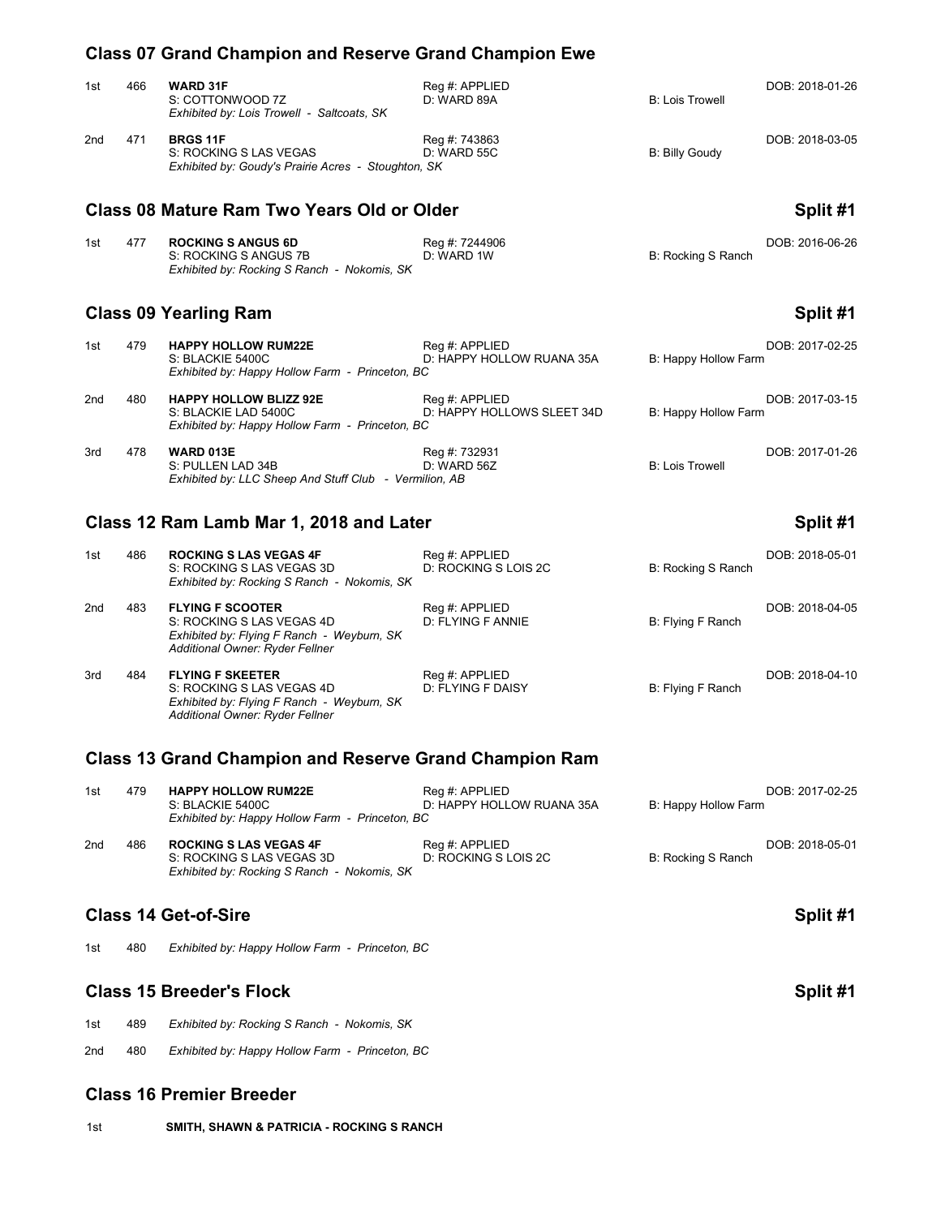## Class 07 Grand Champion and Reserve Grand Champion Ewe

| | | | | | |
|---|---|---|---|---|---|
| 1st | 466 | **WARD 31F**<br>S: COTTONWOOD 7Z<br>*Exhibited by: Lois Trowell - Saltcoats, SK* | Reg #: APPLIED<br>D: WARD 89A | B: Lois Trowell | DOB: 2018-01-26 |
| 2nd | 471 | **BRGS 11F**<br>S: ROCKING S LAS VEGAS<br>*Exhibited by: Goudy's Prairie Acres - Stoughton, SK* | Reg #: 743863<br>D: WARD 55C | B: Billy Goudy | DOB: 2018-03-05 |

## Class 08 Mature Ram Two Years Old or Older — Split #1

| | | | | | |
|---|---|---|---|---|---|
| 1st | 477 | **ROCKING S ANGUS 6D**<br>S: ROCKING S ANGUS 7B<br>*Exhibited by: Rocking S Ranch - Nokomis, SK* | Reg #: 7244906<br>D: WARD 1W | B: Rocking S Ranch | DOB: 2016-06-26 |

## Class 09 Yearling Ram — Split #1

| | | | | | |
|---|---|---|---|---|---|
| 1st | 479 | **HAPPY HOLLOW RUM22E**<br>S: BLACKIE 5400C<br>*Exhibited by: Happy Hollow Farm - Princeton, BC* | Reg #: APPLIED<br>D: HAPPY HOLLOW RUANA 35A | B: Happy Hollow Farm | DOB: 2017-02-25 |
| 2nd | 480 | **HAPPY HOLLOW BLIZZ 92E**<br>S: BLACKIE LAD 5400C<br>*Exhibited by: Happy Hollow Farm - Princeton, BC* | Reg #: APPLIED<br>D: HAPPY HOLLOWS SLEET 34D | B: Happy Hollow Farm | DOB: 2017-03-15 |
| 3rd | 478 | **WARD 013E**<br>S: PULLEN LAD 34B<br>*Exhibited by: LLC Sheep And Stuff Club - Vermilion, AB* | Reg #: 732931<br>D: WARD 56Z | B: Lois Trowell | DOB: 2017-01-26 |

## Class 12 Ram Lamb Mar 1, 2018 and Later — Split #1

| | | | | | |
|---|---|---|---|---|---|
| 1st | 486 | **ROCKING S LAS VEGAS 4F**<br>S: ROCKING S LAS VEGAS 3D<br>*Exhibited by: Rocking S Ranch - Nokomis, SK* | Reg #: APPLIED<br>D: ROCKING S LOIS 2C | B: Rocking S Ranch | DOB: 2018-05-01 |
| 2nd | 483 | **FLYING F SCOOTER**<br>S: ROCKING S LAS VEGAS 4D<br>*Exhibited by: Flying F Ranch - Weyburn, SK*<br>*Additional Owner: Ryder Fellner* | Reg #: APPLIED<br>D: FLYING F ANNIE | B: Flying F Ranch | DOB: 2018-04-05 |
| 3rd | 484 | **FLYING F SKEETER**<br>S: ROCKING S LAS VEGAS 4D<br>*Exhibited by: Flying F Ranch - Weyburn, SK*<br>*Additional Owner: Ryder Fellner* | Reg #: APPLIED<br>D: FLYING F DAISY | B: Flying F Ranch | DOB: 2018-04-10 |

## Class 13 Grand Champion and Reserve Grand Champion Ram

| | | | | | |
|---|---|---|---|---|---|
| 1st | 479 | **HAPPY HOLLOW RUM22E**<br>S: BLACKIE 5400C<br>*Exhibited by: Happy Hollow Farm - Princeton, BC* | Reg #: APPLIED<br>D: HAPPY HOLLOW RUANA 35A | B: Happy Hollow Farm | DOB: 2017-02-25 |
| 2nd | 486 | **ROCKING S LAS VEGAS 4F**<br>S: ROCKING S LAS VEGAS 3D<br>*Exhibited by: Rocking S Ranch - Nokomis, SK* | Reg #: APPLIED<br>D: ROCKING S LOIS 2C | B: Rocking S Ranch | DOB: 2018-05-01 |

## Class 14 Get-of-Sire — Split #1

| | | |
|---|---|---|
| 1st | 480 | *Exhibited by: Happy Hollow Farm - Princeton, BC* |

## Class 15 Breeder's Flock — Split #1

| | | |
|---|---|---|
| 1st | 489 | *Exhibited by: Rocking S Ranch - Nokomis, SK* |
| 2nd | 480 | *Exhibited by: Happy Hollow Farm - Princeton, BC* |

## Class 16 Premier Breeder

1st **SMITH, SHAWN & PATRICIA - ROCKING S RANCH**